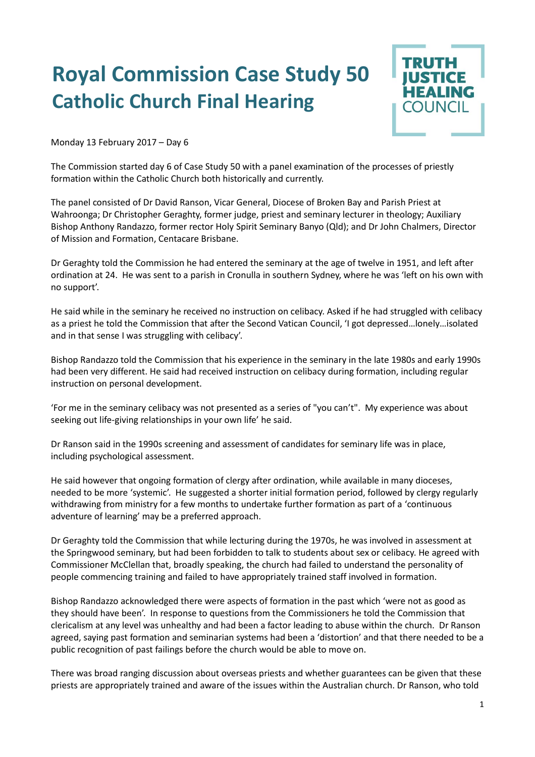# Royal Commission Case Study 50
## Catholic Church Final Hearing

TRUTH JUSTICE HEALING COUNCIL

Monday 13 February 2017 – Day 6

The Commission started day 6 of Case Study 50 with a panel examination of the processes of priestly formation within the Catholic Church both historically and currently.

The panel consisted of Dr David Ranson, Vicar General, Diocese of Broken Bay and Parish Priest at Wahroonga; Dr Christopher Geraghty, former judge, priest and seminary lecturer in theology; Auxiliary Bishop Anthony Randazzo, former rector Holy Spirit Seminary Banyo (Qld); and Dr John Chalmers, Director of Mission and Formation, Centacare Brisbane.

Dr Geraghty told the Commission he had entered the seminary at the age of twelve in 1951, and left after ordination at 24. He was sent to a parish in Cronulla in southern Sydney, where he was 'left on his own with no support'.

He said while in the seminary he received no instruction on celibacy. Asked if he had struggled with celibacy as a priest he told the Commission that after the Second Vatican Council, 'I got depressed…lonely…isolated and in that sense I was struggling with celibacy'.

Bishop Randazzo told the Commission that his experience in the seminary in the late 1980s and early 1990s had been very different. He said had received instruction on celibacy during formation, including regular instruction on personal development.

'For me in the seminary celibacy was not presented as a series of "you can't". My experience was about seeking out life-giving relationships in your own life' he said.

Dr Ranson said in the 1990s screening and assessment of candidates for seminary life was in place, including psychological assessment.

He said however that ongoing formation of clergy after ordination, while available in many dioceses, needed to be more 'systemic'. He suggested a shorter initial formation period, followed by clergy regularly withdrawing from ministry for a few months to undertake further formation as part of a 'continuous adventure of learning' may be a preferred approach.

Dr Geraghty told the Commission that while lecturing during the 1970s, he was involved in assessment at the Springwood seminary, but had been forbidden to talk to students about sex or celibacy. He agreed with Commissioner McClellan that, broadly speaking, the church had failed to understand the personality of people commencing training and failed to have appropriately trained staff involved in formation.

Bishop Randazzo acknowledged there were aspects of formation in the past which 'were not as good as they should have been'. In response to questions from the Commissioners he told the Commission that clericalism at any level was unhealthy and had been a factor leading to abuse within the church. Dr Ranson agreed, saying past formation and seminarian systems had been a 'distortion' and that there needed to be a public recognition of past failings before the church would be able to move on.

There was broad ranging discussion about overseas priests and whether guarantees can be given that these priests are appropriately trained and aware of the issues within the Australian church. Dr Ranson, who told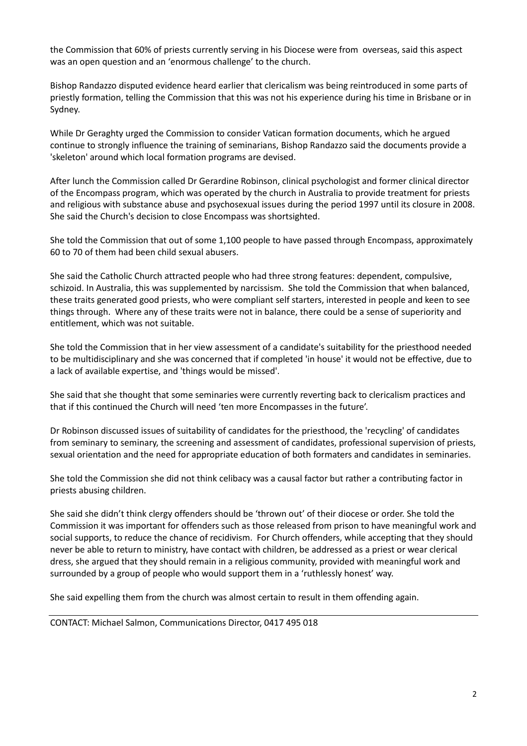the Commission that 60% of priests currently serving in his Diocese were from overseas, said this aspect was an open question and an 'enormous challenge' to the church.

Bishop Randazzo disputed evidence heard earlier that clericalism was being reintroduced in some parts of priestly formation, telling the Commission that this was not his experience during his time in Brisbane or in Sydney.

While Dr Geraghty urged the Commission to consider Vatican formation documents, which he argued continue to strongly influence the training of seminarians, Bishop Randazzo said the documents provide a 'skeleton' around which local formation programs are devised.

After lunch the Commission called Dr Gerardine Robinson, clinical psychologist and former clinical director of the Encompass program, which was operated by the church in Australia to provide treatment for priests and religious with substance abuse and psychosexual issues during the period 1997 until its closure in 2008. She said the Church's decision to close Encompass was shortsighted.

She told the Commission that out of some 1,100 people to have passed through Encompass, approximately 60 to 70 of them had been child sexual abusers.

She said the Catholic Church attracted people who had three strong features: dependent, compulsive, schizoid. In Australia, this was supplemented by narcissism. She told the Commission that when balanced, these traits generated good priests, who were compliant self starters, interested in people and keen to see things through. Where any of these traits were not in balance, there could be a sense of superiority and entitlement, which was not suitable.

She told the Commission that in her view assessment of a candidate's suitability for the priesthood needed to be multidisciplinary and she was concerned that if completed 'in house' it would not be effective, due to a lack of available expertise, and 'things would be missed'.

She said that she thought that some seminaries were currently reverting back to clericalism practices and that if this continued the Church will need 'ten more Encompasses in the future'.

Dr Robinson discussed issues of suitability of candidates for the priesthood, the 'recycling' of candidates from seminary to seminary, the screening and assessment of candidates, professional supervision of priests, sexual orientation and the need for appropriate education of both formaters and candidates in seminaries.

She told the Commission she did not think celibacy was a causal factor but rather a contributing factor in priests abusing children.

She said she didn't think clergy offenders should be 'thrown out' of their diocese or order. She told the Commission it was important for offenders such as those released from prison to have meaningful work and social supports, to reduce the chance of recidivism. For Church offenders, while accepting that they should never be able to return to ministry, have contact with children, be addressed as a priest or wear clerical dress, she argued that they should remain in a religious community, provided with meaningful work and surrounded by a group of people who would support them in a 'ruthlessly honest' way.

She said expelling them from the church was almost certain to result in them offending again.

---

CONTACT: Michael Salmon, Communications Director, 0417 495 018